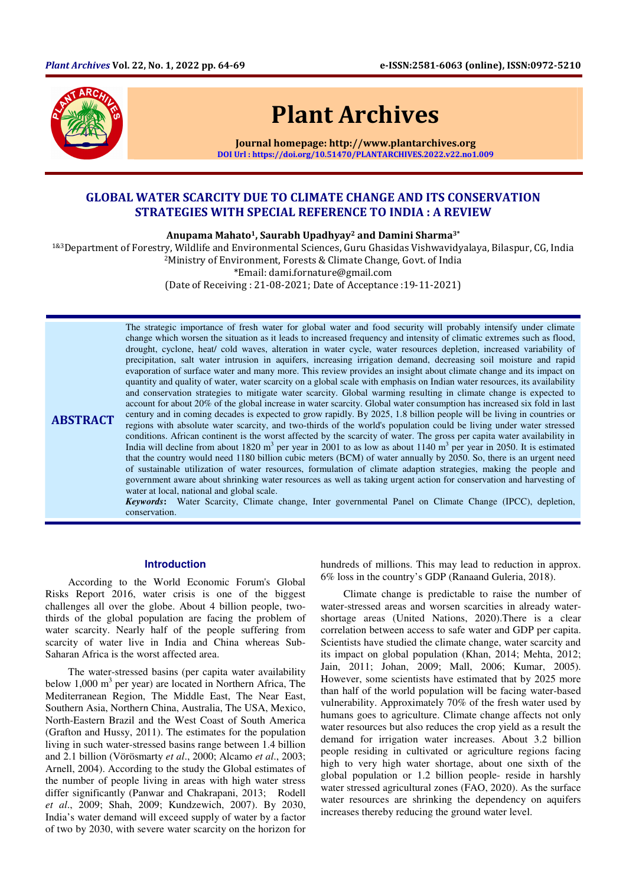# GLOBAL WATER SCARCITY DUE TO CLIMATE CHANGE AND ITS CONSERVATION STRATEGIES WITH SPECIAL REFERENCE TO INDIA : A REVIEW

**Anupama Mahato[1], Saurabh Upadhyay[2] and Damini Sharma[3*]**

[1&3]Department of Forestry, Wildlife and Environmental Sciences, Guru Ghasidas Vishwavidyalaya, Bilaspur, CG, India
[2]Ministry of Environment, Forests & Climate Change, Govt. of India
*Email: dami.fornature@gmail.com
(Date of Receiving : 21-08-2021; Date of Acceptance :19-11-2021)

## ABSTRACT

The strategic importance of fresh water for global water and food security will probably intensify under climate change which worsen the situation as it leads to increased frequency and intensity of climatic extremes such as flood, drought, cyclone, heat/ cold waves, alteration in water cycle, water resources depletion, increased variability of precipitation, salt water intrusion in aquifers, increasing irrigation demand, decreasing soil moisture and rapid evaporation of surface water and many more. This review provides an insight about climate change and its impact on quantity and quality of water, water scarcity on a global scale with emphasis on Indian water resources, its availability and conservation strategies to mitigate water scarcity. Global warming resulting in climate change is expected to account for about 20% of the global increase in water scarcity. Global water consumption has increased six fold in last century and in coming decades is expected to grow rapidly. By 2025, 1.8 billion people will be living in countries or regions with absolute water scarcity, and two-thirds of the world's population could be living under water stressed conditions. African continent is the worst affected by the scarcity of water. The gross per capita water availability in India will decline from about 1820 $m^3$ per year in 2001 to as low as about 1140 $m^3$ per year in 2050. It is estimated that the country would need 1180 billion cubic meters (BCM) of water annually by 2050. So, there is an urgent need of sustainable utilization of water resources, formulation of climate adaption strategies, making the people and government aware about shrinking water resources as well as taking urgent action for conservation and harvesting of water at local, national and global scale.

***Keywords*:** Water Scarcity, Climate change, Inter governmental Panel on Climate Change (IPCC), depletion, conservation.

## Introduction

According to the World Economic Forum's Global Risks Report 2016, water crisis is one of the biggest challenges all over the globe. About 4 billion people, two-thirds of the global population are facing the problem of water scarcity. Nearly half of the people suffering from scarcity of water live in India and China whereas Sub-Saharan Africa is the worst affected area.

The water-stressed basins (per capita water availability below 1,000 $m^3$ per year) are located in Northern Africa, The Mediterranean Region, The Middle East, The Near East, Southern Asia, Northern China, Australia, The USA, Mexico, North-Eastern Brazil and the West Coast of South America (Grafton and Hussy, 2011). The estimates for the population living in such water-stressed basins range between 1.4 billion and 2.1 billion (Vörösmarty *et al*., 2000; Alcamo *et al*., 2003; Arnell, 2004). According to the study the Global estimates of the number of people living in areas with high water stress differ significantly (Panwar and Chakrapani, 2013; Rodell *et al*., 2009; Shah, 2009; Kundzewich, 2007). By 2030, India's water demand will exceed supply of water by a factor of two by 2030, with severe water scarcity on the horizon for hundreds of millions. This may lead to reduction in approx. 6% loss in the country's GDP (Ranaand Guleria, 2018).

Climate change is predictable to raise the number of water-stressed areas and worsen scarcities in already water-shortage areas (United Nations, 2020).There is a clear correlation between access to safe water and GDP per capita. Scientists have studied the climate change, water scarcity and its impact on global population (Khan, 2014; Mehta, 2012; Jain, 2011; Johan, 2009; Mall, 2006; Kumar, 2005). However, some scientists have estimated that by 2025 more than half of the world population will be facing water-based vulnerability. Approximately 70% of the fresh water used by humans goes to agriculture. Climate change affects not only water resources but also reduces the crop yield as a result the demand for irrigation water increases. About 3.2 billion people residing in cultivated or agriculture regions facing high to very high water shortage, about one sixth of the global population or 1.2 billion people- reside in harshly water stressed agricultural zones (FAO, 2020). As the surface water resources are shrinking the dependency on aquifers increases thereby reducing the ground water level.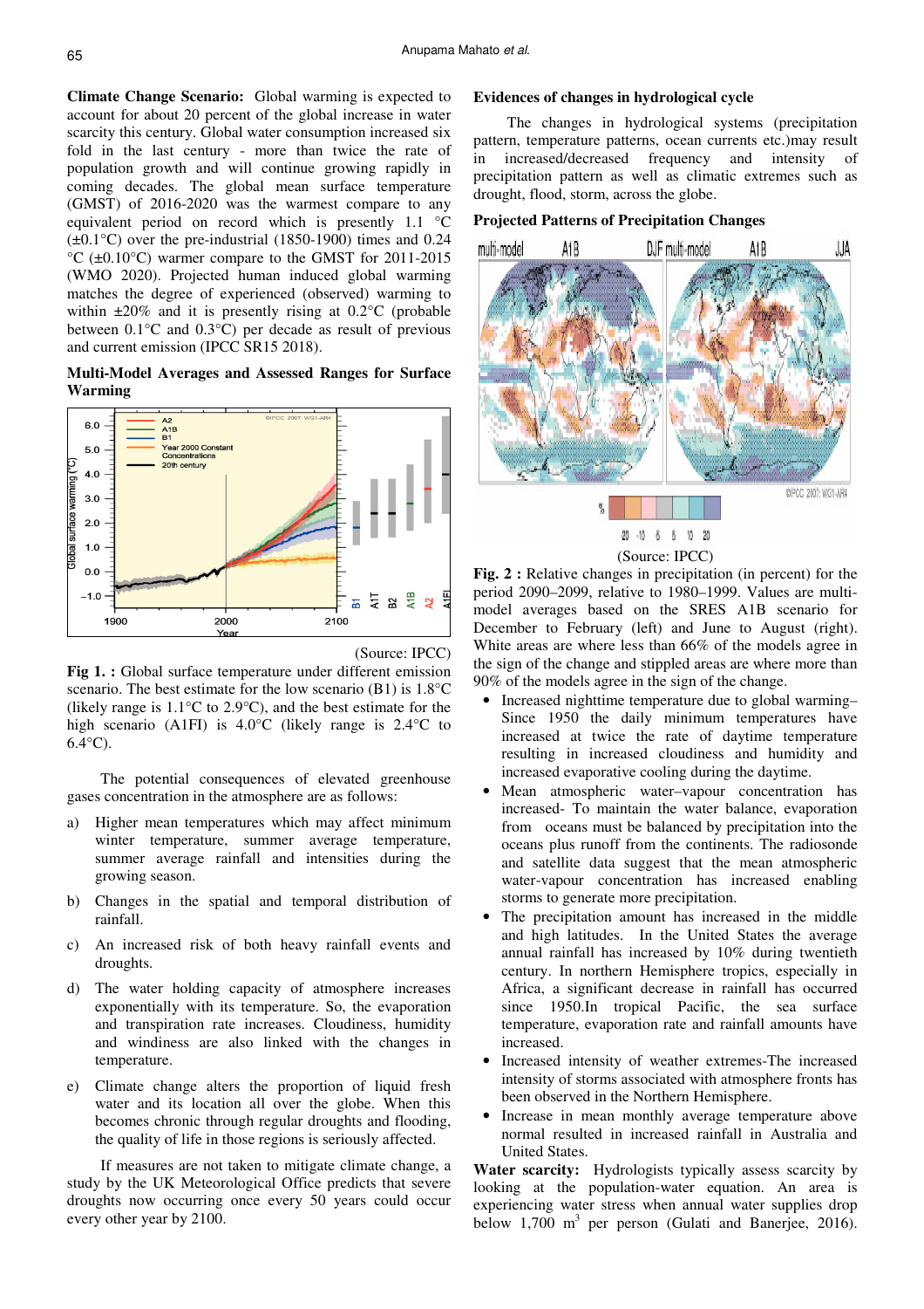**Climate Change Scenario:** Global warming is expected to account for about 20 percent of the global increase in water scarcity this century. Global water consumption increased six fold in the last century - more than twice the rate of population growth and will continue growing rapidly in coming decades. The global mean surface temperature (GMST) of 2016-2020 was the warmest compare to any equivalent period on record which is presently 1.1 °C (±0.1°C) over the pre-industrial (1850-1900) times and 0.24 °C (±0.10°C) warmer compare to the GMST for 2011-2015 (WMO 2020). Projected human induced global warming matches the degree of experienced (observed) warming to within ±20% and it is presently rising at 0.2°C (probable between 0.1°C and 0.3°C) per decade as result of previous and current emission (IPCC SR15 2018).

**Multi-Model Averages and Assessed Ranges for Surface Warming**

(Source: IPCC)

**Fig 1. :** Global surface temperature under different emission scenario. The best estimate for the low scenario (B1) is 1.8°C (likely range is 1.1°C to 2.9°C), and the best estimate for the high scenario (A1FI) is 4.0°C (likely range is 2.4°C to 6.4°C).

The potential consequences of elevated greenhouse gases concentration in the atmosphere are as follows:

a) Higher mean temperatures which may affect minimum winter temperature, summer average temperature, summer average rainfall and intensities during the growing season.

b) Changes in the spatial and temporal distribution of rainfall.

c) An increased risk of both heavy rainfall events and droughts.

d) The water holding capacity of atmosphere increases exponentially with its temperature. So, the evaporation and transpiration rate increases. Cloudiness, humidity and windiness are also linked with the changes in temperature.

e) Climate change alters the proportion of liquid fresh water and its location all over the globe. When this becomes chronic through regular droughts and flooding, the quality of life in those regions is seriously affected.

If measures are not taken to mitigate climate change, a study by the UK Meteorological Office predicts that severe droughts now occurring once every 50 years could occur every other year by 2100.

**Evidences of changes in hydrological cycle**

The changes in hydrological systems (precipitation pattern, temperature patterns, ocean currents etc.)may result in increased/decreased frequency and intensity of precipitation pattern as well as climatic extremes such as drought, flood, storm, across the globe.

**Projected Patterns of Precipitation Changes**

(Source: IPCC)

**Fig. 2 :** Relative changes in precipitation (in percent) for the period 2090–2099, relative to 1980–1999. Values are multi-model averages based on the SRES A1B scenario for December to February (left) and June to August (right). White areas are where less than 66% of the models agree in the sign of the change and stippled areas are where more than 90% of the models agree in the sign of the change.

- Increased nighttime temperature due to global warming– Since 1950 the daily minimum temperatures have increased at twice the rate of daytime temperature resulting in increased cloudiness and humidity and increased evaporative cooling during the daytime.
- Mean atmospheric water–vapour concentration has increased- To maintain the water balance, evaporation from oceans must be balanced by precipitation into the oceans plus runoff from the continents. The radiosonde and satellite data suggest that the mean atmospheric water-vapour concentration has increased enabling storms to generate more precipitation.
- The precipitation amount has increased in the middle and high latitudes. In the United States the average annual rainfall has increased by 10% during twentieth century. In northern Hemisphere tropics, especially in Africa, a significant decrease in rainfall has occurred since 1950.In tropical Pacific, the sea surface temperature, evaporation rate and rainfall amounts have increased.
- Increased intensity of weather extremes-The increased intensity of storms associated with atmosphere fronts has been observed in the Northern Hemisphere.
- Increase in mean monthly average temperature above normal resulted in increased rainfall in Australia and United States.

**Water scarcity:** Hydrologists typically assess scarcity by looking at the population-water equation. An area is experiencing water stress when annual water supplies drop below 1,700 $m^3$ per person (Gulati and Banerjee, 2016).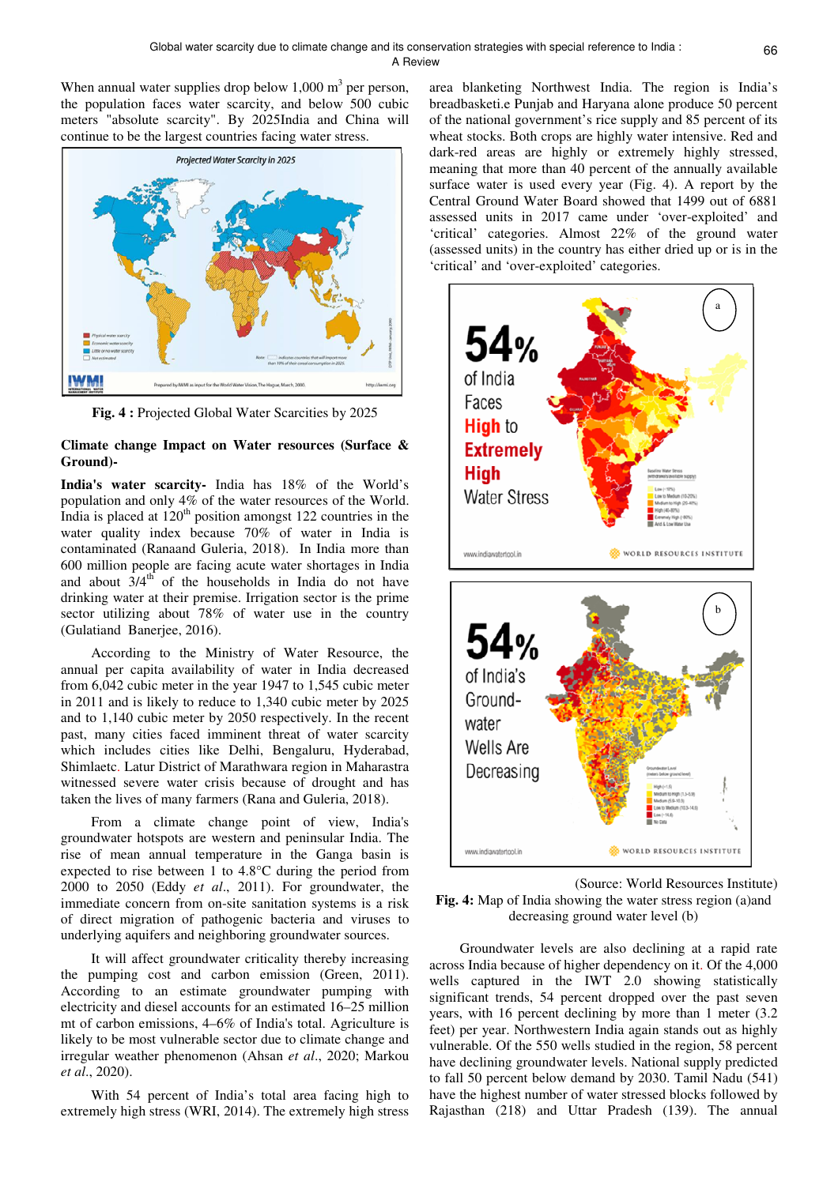When annual water supplies drop below 1,000 m$^3$ per person, the population faces water scarcity, and below 500 cubic meters "absolute scarcity". By 2025India and China will continue to be the largest countries facing water stress.

**Fig. 4 :** Projected Global Water Scarcities by 2025

**Climate change Impact on Water resources (Surface & Ground)-**

**India's water scarcity-** India has 18% of the World's population and only 4% of the water resources of the World. India is placed at 120$^{th}$ position amongst 122 countries in the water quality index because 70% of water in India is contaminated (Ranaand Guleria, 2018). In India more than 600 million people are facing acute water shortages in India and about 3/4$^{th}$ of the households in India do not have drinking water at their premise. Irrigation sector is the prime sector utilizing about 78% of water use in the country (Gulatiand Banerjee, 2016).

According to the Ministry of Water Resource, the annual per capita availability of water in India decreased from 6,042 cubic meter in the year 1947 to 1,545 cubic meter in 2011 and is likely to reduce to 1,340 cubic meter by 2025 and to 1,140 cubic meter by 2050 respectively. In the recent past, many cities faced imminent threat of water scarcity which includes cities like Delhi, Bengaluru, Hyderabad, Shimlaetc. Latur District of Marathwara region in Maharastra witnessed severe water crisis because of drought and has taken the lives of many farmers (Rana and Guleria, 2018).

From a climate change point of view, India's groundwater hotspots are western and peninsular India. The rise of mean annual temperature in the Ganga basin is expected to rise between 1 to 4.8°C during the period from 2000 to 2050 (Eddy *et al*., 2011). For groundwater, the immediate concern from on-site sanitation systems is a risk of direct migration of pathogenic bacteria and viruses to underlying aquifers and neighboring groundwater sources.

It will affect groundwater criticality thereby increasing the pumping cost and carbon emission (Green, 2011). According to an estimate groundwater pumping with electricity and diesel accounts for an estimated 16–25 million mt of carbon emissions, 4–6% of India's total. Agriculture is likely to be most vulnerable sector due to climate change and irregular weather phenomenon (Ahsan *et al*., 2020; Markou *et al*., 2020).

With 54 percent of India's total area facing high to extremely high stress (WRI, 2014). The extremely high stress area blanketing Northwest India. The region is India's breadbasketi.e Punjab and Haryana alone produce 50 percent of the national government's rice supply and 85 percent of its wheat stocks. Both crops are highly water intensive. Red and dark-red areas are highly or extremely highly stressed, meaning that more than 40 percent of the annually available surface water is used every year (Fig. 4). A report by the Central Ground Water Board showed that 1499 out of 6881 assessed units in 2017 came under 'over-exploited' and 'critical' categories. Almost 22% of the ground water (assessed units) in the country has either dried up or is in the 'critical' and 'over-exploited' categories.

(Source: World Resources Institute)

**Fig. 4:** Map of India showing the water stress region (a)and decreasing ground water level (b)

Groundwater levels are also declining at a rapid rate across India because of higher dependency on it. Of the 4,000 wells captured in the IWT 2.0 showing statistically significant trends, 54 percent dropped over the past seven years, with 16 percent declining by more than 1 meter (3.2 feet) per year. Northwestern India again stands out as highly vulnerable. Of the 550 wells studied in the region, 58 percent have declining groundwater levels. National supply predicted to fall 50 percent below demand by 2030. Tamil Nadu (541) have the highest number of water stressed blocks followed by Rajasthan (218) and Uttar Pradesh (139). The annual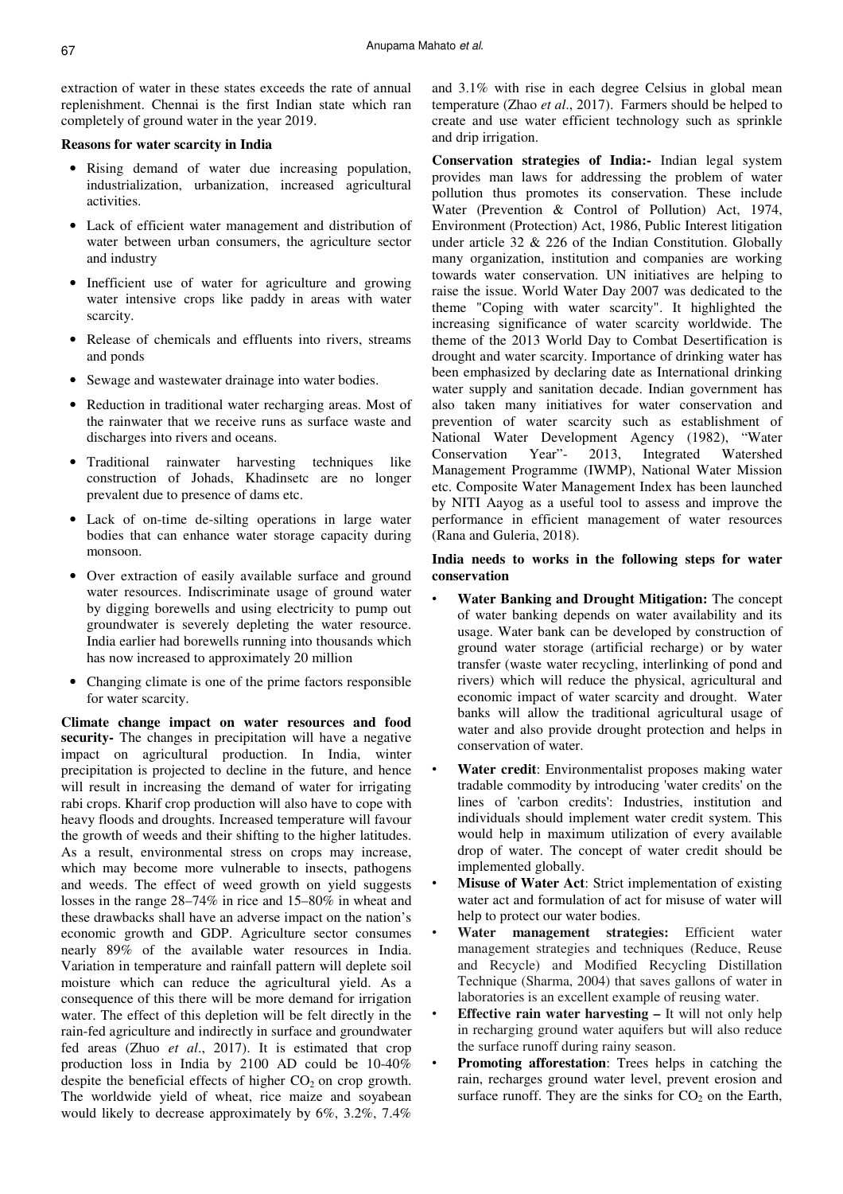extraction of water in these states exceeds the rate of annual replenishment. Chennai is the first Indian state which ran completely of ground water in the year 2019.

**Reasons for water scarcity in India**

- Rising demand of water due increasing population, industrialization, urbanization, increased agricultural activities.
- Lack of efficient water management and distribution of water between urban consumers, the agriculture sector and industry
- Inefficient use of water for agriculture and growing water intensive crops like paddy in areas with water scarcity.
- Release of chemicals and effluents into rivers, streams and ponds
- Sewage and wastewater drainage into water bodies.
- Reduction in traditional water recharging areas. Most of the rainwater that we receive runs as surface waste and discharges into rivers and oceans.
- Traditional rainwater harvesting techniques like construction of Johads, Khadinsetc are no longer prevalent due to presence of dams etc.
- Lack of on-time de-silting operations in large water bodies that can enhance water storage capacity during monsoon.
- Over extraction of easily available surface and ground water resources. Indiscriminate usage of ground water by digging borewells and using electricity to pump out groundwater is severely depleting the water resource. India earlier had borewells running into thousands which has now increased to approximately 20 million
- Changing climate is one of the prime factors responsible for water scarcity.

**Climate change impact on water resources and food security-** The changes in precipitation will have a negative impact on agricultural production. In India, winter precipitation is projected to decline in the future, and hence will result in increasing the demand of water for irrigating rabi crops. Kharif crop production will also have to cope with heavy floods and droughts. Increased temperature will favour the growth of weeds and their shifting to the higher latitudes. As a result, environmental stress on crops may increase, which may become more vulnerable to insects, pathogens and weeds. The effect of weed growth on yield suggests losses in the range 28–74% in rice and 15–80% in wheat and these drawbacks shall have an adverse impact on the nation's economic growth and GDP. Agriculture sector consumes nearly 89% of the available water resources in India. Variation in temperature and rainfall pattern will deplete soil moisture which can reduce the agricultural yield. As a consequence of this there will be more demand for irrigation water. The effect of this depletion will be felt directly in the rain-fed agriculture and indirectly in surface and groundwater fed areas (Zhuo *et al*., 2017). It is estimated that crop production loss in India by 2100 AD could be 10-40% despite the beneficial effects of higher $CO_2$ on crop growth. The worldwide yield of wheat, rice maize and soyabean would likely to decrease approximately by 6%, 3.2%, 7.4% and 3.1% with rise in each degree Celsius in global mean temperature (Zhao *et al*., 2017). Farmers should be helped to create and use water efficient technology such as sprinkle and drip irrigation.

**Conservation strategies of India:-** Indian legal system provides man laws for addressing the problem of water pollution thus promotes its conservation. These include Water (Prevention & Control of Pollution) Act, 1974, Environment (Protection) Act, 1986, Public Interest litigation under article 32 & 226 of the Indian Constitution. Globally many organization, institution and companies are working towards water conservation. UN initiatives are helping to raise the issue. World Water Day 2007 was dedicated to the theme "Coping with water scarcity". It highlighted the increasing significance of water scarcity worldwide. The theme of the 2013 World Day to Combat Desertification is drought and water scarcity. Importance of drinking water has been emphasized by declaring date as International drinking water supply and sanitation decade. Indian government has also taken many initiatives for water conservation and prevention of water scarcity such as establishment of National Water Development Agency (1982), "Water Conservation Year"- 2013, Integrated Watershed Management Programme (IWMP), National Water Mission etc. Composite Water Management Index has been launched by NITI Aayog as a useful tool to assess and improve the performance in efficient management of water resources (Rana and Guleria, 2018).

**India needs to works in the following steps for water conservation**

- **Water Banking and Drought Mitigation:** The concept of water banking depends on water availability and its usage. Water bank can be developed by construction of ground water storage (artificial recharge) or by water transfer (waste water recycling, interlinking of pond and rivers) which will reduce the physical, agricultural and economic impact of water scarcity and drought. Water banks will allow the traditional agricultural usage of water and also provide drought protection and helps in conservation of water.
- **Water credit**: Environmentalist proposes making water tradable commodity by introducing 'water credits' on the lines of 'carbon credits': Industries, institution and individuals should implement water credit system. This would help in maximum utilization of every available drop of water. The concept of water credit should be implemented globally.
- **Misuse of Water Act**: Strict implementation of existing water act and formulation of act for misuse of water will help to protect our water bodies.
- **Water management strategies:** Efficient water management strategies and techniques (Reduce, Reuse and Recycle) and Modified Recycling Distillation Technique (Sharma, 2004) that saves gallons of water in laboratories is an excellent example of reusing water.
- **Effective rain water harvesting –** It will not only help in recharging ground water aquifers but will also reduce the surface runoff during rainy season.
- **Promoting afforestation**: Trees helps in catching the rain, recharges ground water level, prevent erosion and surface runoff. They are the sinks for $CO_2$ on the Earth,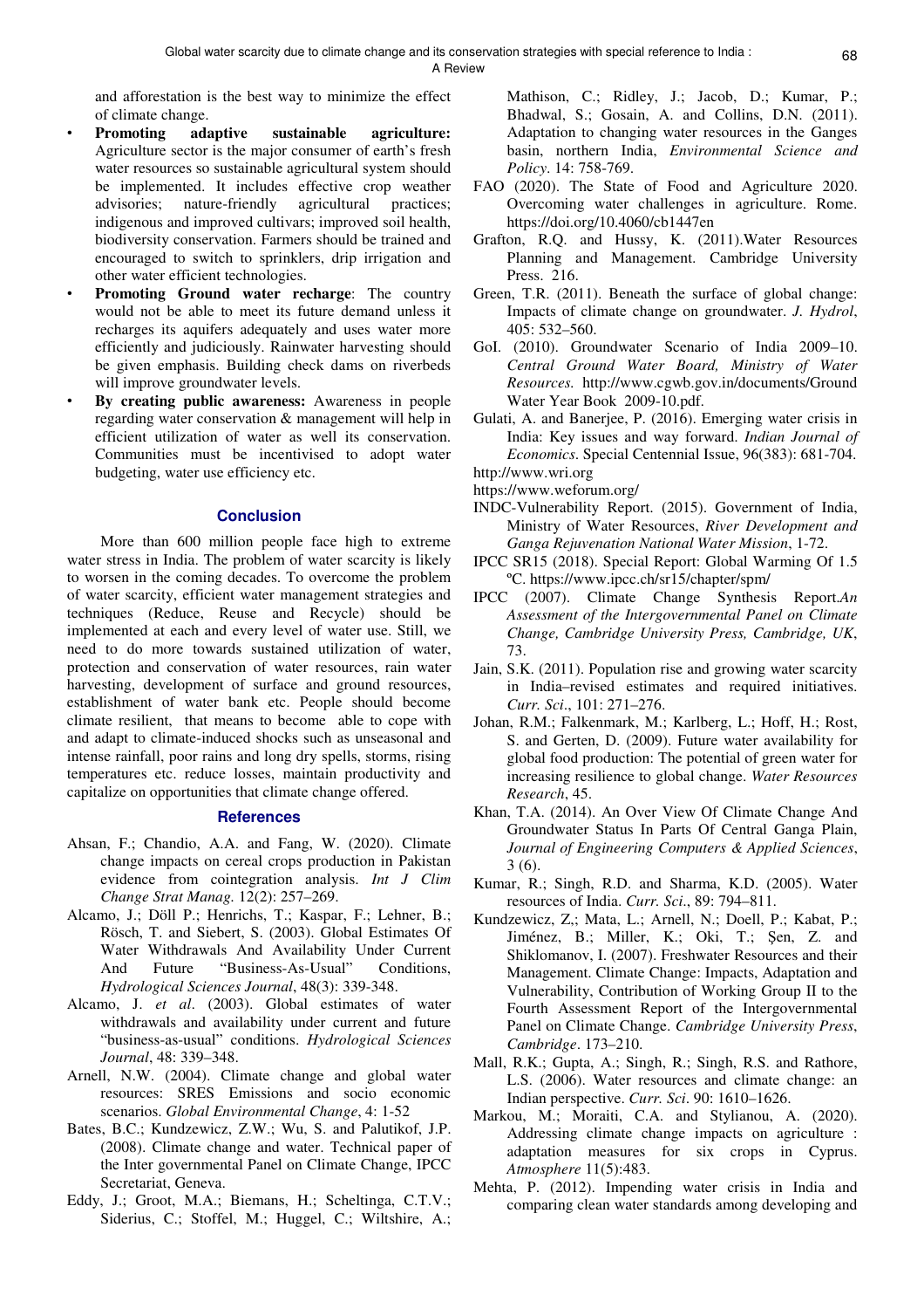and afforestation is the best way to minimize the effect of climate change.

- **Promoting adaptive sustainable agriculture:** Agriculture sector is the major consumer of earth's fresh water resources so sustainable agricultural system should be implemented. It includes effective crop weather advisories; nature-friendly agricultural practices; indigenous and improved cultivars; improved soil health, biodiversity conservation. Farmers should be trained and encouraged to switch to sprinklers, drip irrigation and other water efficient technologies.
- **Promoting Ground water recharge**: The country would not be able to meet its future demand unless it recharges its aquifers adequately and uses water more efficiently and judiciously. Rainwater harvesting should be given emphasis. Building check dams on riverbeds will improve groundwater levels.
- **By creating public awareness:** Awareness in people regarding water conservation & management will help in efficient utilization of water as well its conservation. Communities must be incentivised to adopt water budgeting, water use efficiency etc.

## Conclusion

More than 600 million people face high to extreme water stress in India. The problem of water scarcity is likely to worsen in the coming decades. To overcome the problem of water scarcity, efficient water management strategies and techniques (Reduce, Reuse and Recycle) should be implemented at each and every level of water use. Still, we need to do more towards sustained utilization of water, protection and conservation of water resources, rain water harvesting, development of surface and ground resources, establishment of water bank etc. People should become climate resilient, that means to become able to cope with and adapt to climate-induced shocks such as unseasonal and intense rainfall, poor rains and long dry spells, storms, rising temperatures etc. reduce losses, maintain productivity and capitalize on opportunities that climate change offered.

## References

Ahsan, F.; Chandio, A.A. and Fang, W. (2020). Climate change impacts on cereal crops production in Pakistan evidence from cointegration analysis. *Int J Clim Change Strat Manag.* 12(2): 257–269.

Alcamo, J.; Döll P.; Henrichs, T.; Kaspar, F.; Lehner, B.; Rösch, T. and Siebert, S. (2003). Global Estimates Of Water Withdrawals And Availability Under Current And Future "Business-As-Usual" Conditions, *Hydrological Sciences Journal*, 48(3): 339-348.

Alcamo, J. *et al*. (2003). Global estimates of water withdrawals and availability under current and future "business-as-usual" conditions. *Hydrological Sciences Journal*, 48: 339–348.

Arnell, N.W. (2004). Climate change and global water resources: SRES Emissions and socio economic scenarios. *Global Environmental Change*, 4: 1-52

Bates, B.C.; Kundzewicz, Z.W.; Wu, S. and Palutikof, J.P. (2008). Climate change and water. Technical paper of the Inter governmental Panel on Climate Change, IPCC Secretariat, Geneva.

Eddy, J.; Groot, M.A.; Biemans, H.; Scheltinga, C.T.V.; Siderius, C.; Stoffel, M.; Huggel, C.; Wiltshire, A.; Mathison, C.; Ridley, J.; Jacob, D.; Kumar, P.; Bhadwal, S.; Gosain, A. and Collins, D.N. (2011). Adaptation to changing water resources in the Ganges basin, northern India, *Environmental Science and Policy*. 14: 758-769.

FAO (2020). The State of Food and Agriculture 2020. Overcoming water challenges in agriculture. Rome. https://doi.org/10.4060/cb1447en

Grafton, R.Q. and Hussy, K. (2011).Water Resources Planning and Management. Cambridge University Press. 216.

Green, T.R. (2011). Beneath the surface of global change: Impacts of climate change on groundwater. *J. Hydrol*, 405: 532–560.

GoI. (2010). Groundwater Scenario of India 2009–10. *Central Ground Water Board, Ministry of Water Resources.* http://www.cgwb.gov.in/documents/Ground Water Year Book 2009-10.pdf.

Gulati, A. and Banerjee, P. (2016). Emerging water crisis in India: Key issues and way forward. *Indian Journal of Economics*. Special Centennial Issue, 96(383): 681-704.

http://www.wri.org

https://www.weforum.org/

INDC-Vulnerability Report. (2015). Government of India, Ministry of Water Resources, *River Development and Ganga Rejuvenation National Water Mission*, 1-72.

IPCC SR15 (2018). Special Report: Global Warming Of 1.5 ºC. https://www.ipcc.ch/sr15/chapter/spm/

IPCC (2007). Climate Change Synthesis Report.*An Assessment of the Intergovernmental Panel on Climate Change, Cambridge University Press, Cambridge, UK*, 73.

Jain, S.K. (2011). Population rise and growing water scarcity in India–revised estimates and required initiatives. *Curr. Sci*., 101: 271–276.

Johan, R.M.; Falkenmark, M.; Karlberg, L.; Hoff, H.; Rost, S. and Gerten, D. (2009). Future water availability for global food production: The potential of green water for increasing resilience to global change. *Water Resources Research*, 45.

Khan, T.A. (2014). An Over View Of Climate Change And Groundwater Status In Parts Of Central Ganga Plain, *Journal of Engineering Computers & Applied Sciences*, 3 (6).

Kumar, R.; Singh, R.D. and Sharma, K.D. (2005). Water resources of India. *Curr. Sci*., 89: 794–811.

Kundzewicz, Z.; Mata, L.; Arnell, N.; Doell, P.; Kabat, P.; Jiménez, B.; Miller, K.; Oki, T.; Şen, Z. and Shiklomanov, I. (2007). Freshwater Resources and their Management. Climate Change: Impacts, Adaptation and Vulnerability, Contribution of Working Group II to the Fourth Assessment Report of the Intergovernmental Panel on Climate Change. *Cambridge University Press*, *Cambridge*. 173–210.

Mall, R.K.; Gupta, A.; Singh, R.; Singh, R.S. and Rathore, L.S. (2006). Water resources and climate change: an Indian perspective. *Curr. Sci*. 90: 1610–1626.

Markou, M.; Moraiti, C.A. and Stylianou, A. (2020). Addressing climate change impacts on agriculture : adaptation measures for six crops in Cyprus. *Atmosphere* 11(5):483.

Mehta, P. (2012). Impending water crisis in India and comparing clean water standards among developing and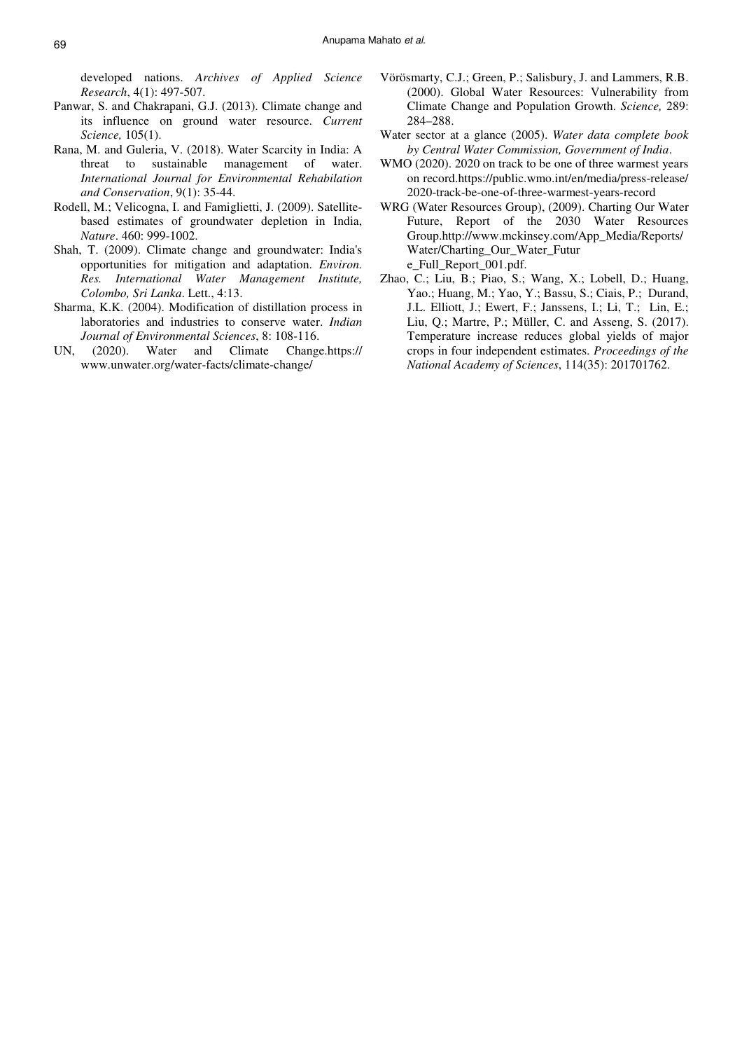developed nations. *Archives of Applied Science Research*, 4(1): 497-507.

Panwar, S. and Chakrapani, G.J. (2013). Climate change and its influence on ground water resource. *Current Science,* 105(1).

Rana, M. and Guleria, V. (2018). Water Scarcity in India: A threat to sustainable management of water. *International Journal for Environmental Rehabilation and Conservation*, 9(1): 35-44.

Rodell, M.; Velicogna, I. and Famiglietti, J. (2009). Satellite-based estimates of groundwater depletion in India, *Nature*. 460: 999-1002.

Shah, T. (2009). Climate change and groundwater: India's opportunities for mitigation and adaptation. *Environ. Res. International Water Management Institute, Colombo, Sri Lanka*. Lett., 4:13.

Sharma, K.K. (2004). Modification of distillation process in laboratories and industries to conserve water. *Indian Journal of Environmental Sciences*, 8: 108-116.

UN, (2020). Water and Climate Change.https://www.unwater.org/water-facts/climate-change/

Vörösmarty, C.J.; Green, P.; Salisbury, J. and Lammers, R.B. (2000). Global Water Resources: Vulnerability from Climate Change and Population Growth. *Science,* 289: 284–288.

Water sector at a glance (2005). *Water data complete book by Central Water Commission, Government of India*.

WMO (2020). 2020 on track to be one of three warmest years on record.https://public.wmo.int/en/media/press-release/2020-track-be-one-of-three-warmest-years-record

WRG (Water Resources Group), (2009). Charting Our Water Future, Report of the 2030 Water Resources Group.http://www.mckinsey.com/App_Media/Reports/Water/Charting_Our_Water_Futur e_Full_Report_001.pdf.

Zhao, C.; Liu, B.; Piao, S.; Wang, X.; Lobell, D.; Huang, Yao.; Huang, M.; Yao, Y.; Bassu, S.; Ciais, P.; Durand, J.L. Elliott, J.; Ewert, F.; Janssens, I.; Li, T.; Lin, E.; Liu, Q.; Martre, P.; Müller, C. and Asseng, S. (2017). Temperature increase reduces global yields of major crops in four independent estimates. *Proceedings of the National Academy of Sciences*, 114(35): 201701762.